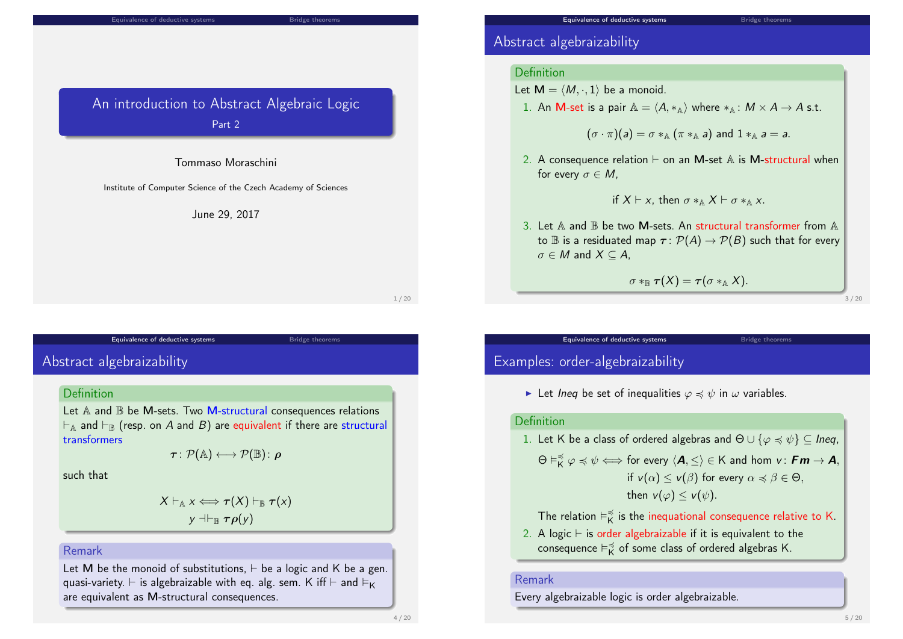# An introduction to Abstract Algebraic Logic

Part 2

Tommaso Moraschini

Institute of Computer Science of the Czech Academy of Sciences

June 29, 2017

## Abstract algebraizability

**Definition**

Let $\mathbf{M} = \langle M, \cdot, 1 \rangle$ be a monoid.

1. An **M-set** is a pair $\mathbb{A} = \langle A, *_{\mathbb{A}} \rangle$ where $*_{\mathbb{A}} \colon M \times A \to A$ s.t.

$$(\sigma \cdot \pi)(a) = \sigma *_{\mathbb{A}} (\pi *_{\mathbb{A}} a) \text{ and } 1 *_{\mathbb{A}} a = a.$$

2. A consequence relation $\vdash$ on an $\mathbf{M}$-set $\mathbb{A}$ is **M-structural** when for every $\sigma \in M$,

$$\text{if } X \vdash x, \text{ then } \sigma *_{\mathbb{A}} X \vdash \sigma *_{\mathbb{A}} x.$$

3. Let $\mathbb{A}$ and $\mathbb{B}$ be two $\mathbf{M}$-sets. An **structural transformer** from $\mathbb{A}$ to $\mathbb{B}$ is a residuated map $\boldsymbol{\tau} \colon \mathcal{P}(A) \to \mathcal{P}(B)$ such that for every $\sigma \in M$ and $X \subseteq A$,

$$\sigma *_{\mathbb{B}} \boldsymbol{\tau}(X) = \boldsymbol{\tau}(\sigma *_{\mathbb{A}} X).$$

## Abstract algebraizability

**Definition**

Let $\mathbb{A}$ and $\mathbb{B}$ be $\mathbf{M}$-sets. Two **M-structural** consequences relations $\vdash_{\mathbb{A}}$ and $\vdash_{\mathbb{B}}$ (resp. on $A$ and $B$) are **equivalent** if there are **structural transformers**

$$\boldsymbol{\tau} \colon \mathcal{P}(\mathbb{A}) \longleftrightarrow \mathcal{P}(\mathbb{B}) \colon \boldsymbol{\rho}$$

such that

$$X \vdash_{\mathbb{A}} x \iff \boldsymbol{\tau}(X) \vdash_{\mathbb{B}} \boldsymbol{\tau}(x)$$
$$y \dashv\vdash_{\mathbb{B}} \boldsymbol{\tau}\boldsymbol{\rho}(y)$$

**Remark**

Let $\mathbf{M}$ be the monoid of substitutions, $\vdash$ be a logic and $\mathsf{K}$ be a gen. quasi-variety. $\vdash$ is algebraizable with eq. alg. sem. $\mathsf{K}$ iff $\vdash$ and $\vDash_{\mathsf{K}}$ are equivalent as $\mathbf{M}$-structural consequences.

## Examples: order-algebraizability

- Let *Ineq* be set of inequalities $\varphi \preccurlyeq \psi$ in $\omega$ variables.

**Definition**

1. Let $\mathsf{K}$ be a class of ordered algebras and $\Theta \cup \{\varphi \preccurlyeq \psi\} \subseteq \mathit{Ineq}$,

$$\Theta \vDash_{\mathsf{K}}^{\preccurlyeq} \varphi \preccurlyeq \psi \iff \text{for every } \langle \boldsymbol{A}, \leq \rangle \in \mathsf{K} \text{ and hom } v \colon \boldsymbol{Fm} \to \boldsymbol{A},$$
$$\text{if } v(\alpha) \leq v(\beta) \text{ for every } \alpha \preccurlyeq \beta \in \Theta,$$
$$\text{then } v(\varphi) \leq v(\psi).$$

The relation $\vDash_{\mathsf{K}}^{\preccurlyeq}$ is the **inequational consequence relative to K**.

2. A logic $\vdash$ is **order algebraizable** if it is equivalent to the consequence $\vDash_{\mathsf{K}}^{\preccurlyeq}$ of some class of ordered algebras $\mathsf{K}$.

**Remark**

Every algebraizable logic is order algebraizable.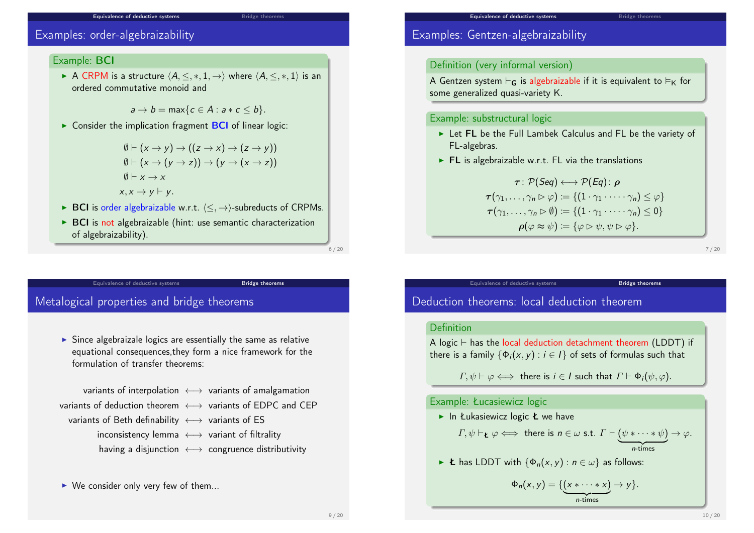## Examples: order-algebraizability

### Example: BCI

- A CRPM is a structure $\langle A, \leq, *, 1, \to \rangle$ where $\langle A, \leq, *, 1 \rangle$ is an ordered commutative monoid and

$$a \to b = \max\{c \in A : a * c \leq b\}.$$

- Consider the implication fragment **BCI** of linear logic:

$$\emptyset \vdash (x \to y) \to ((z \to x) \to (z \to y))$$
$$\emptyset \vdash (x \to (y \to z)) \to (y \to (x \to z))$$
$$\emptyset \vdash x \to x$$
$$x, x \to y \vdash y.$$

- **BCI** is order algebraizable w.r.t. $\langle \leq, \to \rangle$-subreducts of CRPMs.
- **BCI** is not algebraizable (hint: use semantic characterization of algebraizability).

## Examples: Gentzen-algebraizability

### Definition (very informal version)

A Gentzen system $\vdash_{\mathbf{G}}$ is algebraizable if it is equivalent to $\models_{\mathsf{K}}$ for some generalized quasi-variety K.

### Example: substructural logic

- Let **FL** be the Full Lambek Calculus and FL be the variety of FL-algebras.
- **FL** is algebraizable w.r.t. FL via the translations

$$\boldsymbol{\tau} \colon \mathcal{P}(Seq) \longleftrightarrow \mathcal{P}(Eq) \colon \boldsymbol{\rho}$$
$$\boldsymbol{\tau}(\gamma_1, \ldots, \gamma_n \rhd \varphi) := \{(1 \cdot \gamma_1 \cdot \cdots \cdot \gamma_n) \leq \varphi\}$$
$$\boldsymbol{\tau}(\gamma_1, \ldots, \gamma_n \rhd \emptyset) := \{(1 \cdot \gamma_1 \cdot \cdots \cdot \gamma_n) \leq 0\}$$
$$\boldsymbol{\rho}(\varphi \approx \psi) := \{\varphi \rhd \psi, \psi \rhd \varphi\}.$$

## Metalogical properties and bridge theorems

- Since algebraizale logics are essentially the same as relative equational consequences,they form a nice framework for the formulation of transfer theorems:

| | | |
|---|---|---|
| variants of interpolation | $\longleftrightarrow$ | variants of amalgamation |
| variants of deduction theorem | $\longleftrightarrow$ | variants of EDPC and CEP |
| variants of Beth definability | $\longleftrightarrow$ | variants of ES |
| inconsistency lemma | $\longleftrightarrow$ | variant of filtrality |
| having a disjunction | $\longleftrightarrow$ | congruence distributivity |

- We consider only very few of them...

## Deduction theorems: local deduction theorem

### Definition

A logic $\vdash$ has the local deduction detachment theorem (LDDT) if there is a family $\{\Phi_i(x, y) : i \in I\}$ of sets of formulas such that

$$\Gamma, \psi \vdash \varphi \iff \text{there is } i \in I \text{ such that } \Gamma \vdash \Phi_i(\psi, \varphi).$$

### Example: Łucasiewicz logic

- In Łukasiewicz logic **Ł** we have

$$\Gamma, \psi \vdash_{\text{Ł}} \varphi \iff \text{there is } n \in \omega \text{ s.t. } \Gamma \vdash \underbrace{(\psi * \cdots * \psi)}_{n\text{-times}} \to \varphi.$$

- **Ł** has LDDT with $\{\Phi_n(x, y) : n \in \omega\}$ as follows:

$$\Phi_n(x, y) = \{\underbrace{(x * \cdots * x)}_{n\text{-times}} \to y\}.$$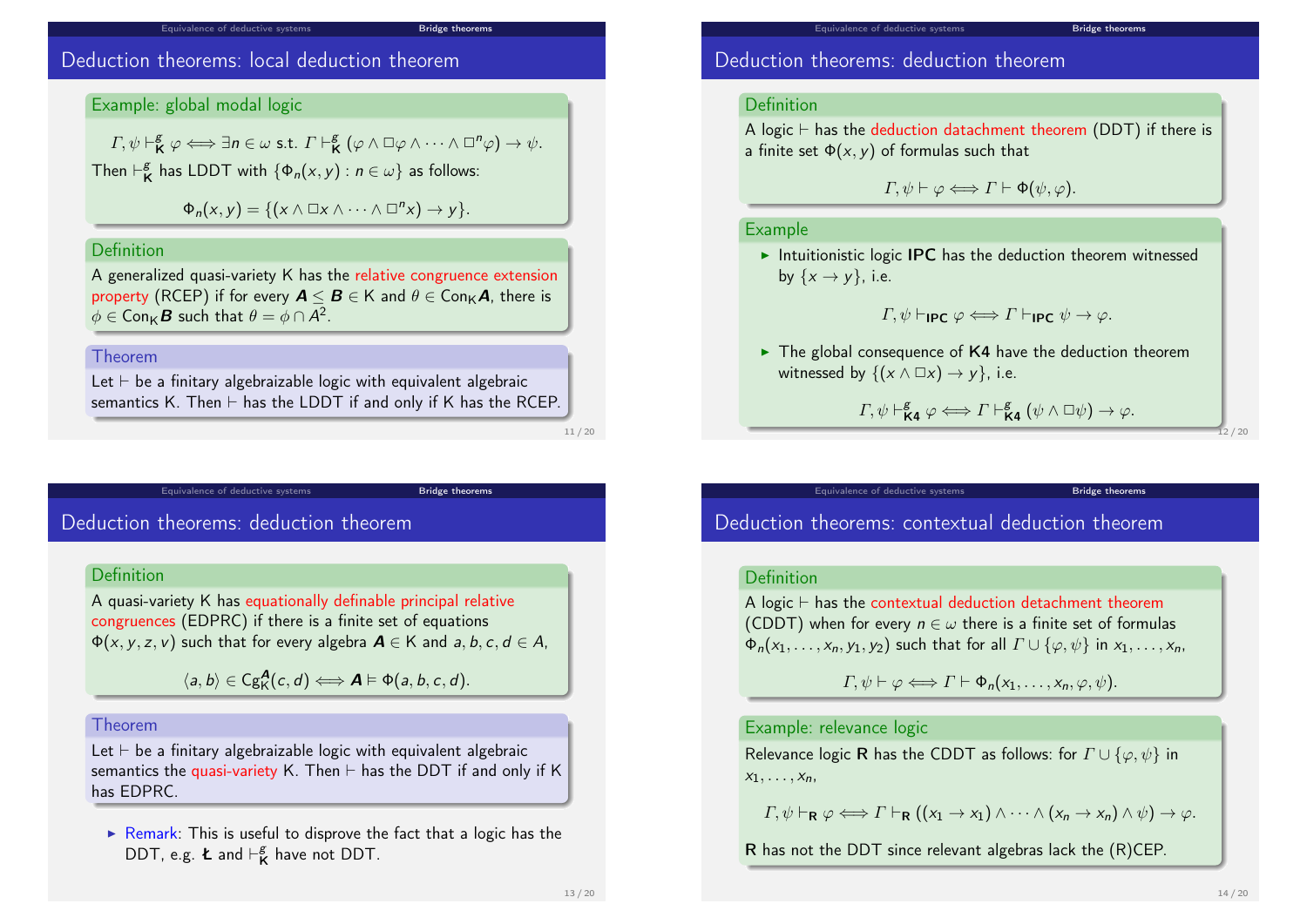## Deduction theorems: local deduction theorem

**Example: global modal logic**

$$\Gamma, \psi \vdash^g_{\mathbf{K}} \varphi \iff \exists n \in \omega \text{ s.t. } \Gamma \vdash^g_{\mathbf{K}} (\varphi \wedge \Box\varphi \wedge \cdots \wedge \Box^n\varphi) \to \psi.$$

Then $\vdash^g_{\mathbf{K}}$ has LDDT with $\{\Phi_n(x,y) : n \in \omega\}$ as follows:

$$\Phi_n(x,y) = \{(x \wedge \Box x \wedge \cdots \wedge \Box^n x) \to y\}.$$

**Definition**

A generalized quasi-variety K has the relative congruence extension property (RCEP) if for every $\boldsymbol{A} \leq \boldsymbol{B} \in$ K and $\theta \in \mathrm{Con}_{\mathsf{K}}\boldsymbol{A}$, there is $\phi \in \mathrm{Con}_{\mathsf{K}}\boldsymbol{B}$ such that $\theta = \phi \cap A^2$.

**Theorem**

Let $\vdash$ be a finitary algebraizable logic with equivalent algebraic semantics K. Then $\vdash$ has the LDDT if and only if K has the RCEP.

## Deduction theorems: deduction theorem

**Definition**

A logic $\vdash$ has the deduction datachment theorem (DDT) if there is a finite set $\Phi(x,y)$ of formulas such that

$$\Gamma, \psi \vdash \varphi \iff \Gamma \vdash \Phi(\psi, \varphi).$$

**Example**

- Intuitionistic logic **IPC** has the deduction theorem witnessed by $\{x \to y\}$, i.e.

$$\Gamma, \psi \vdash_{\mathbf{IPC}} \varphi \iff \Gamma \vdash_{\mathbf{IPC}} \psi \to \varphi.$$

- The global consequence of **K4** have the deduction theorem witnessed by $\{(x \wedge \Box x) \to y\}$, i.e.

$$\Gamma, \psi \vdash^g_{\mathbf{K4}} \varphi \iff \Gamma \vdash^g_{\mathbf{K4}} (\psi \wedge \Box\psi) \to \varphi.$$

## Deduction theorems: deduction theorem

**Definition**

A quasi-variety K has equationally definable principal relative congruences (EDPRC) if there is a finite set of equations $\Phi(x,y,z,v)$ such that for every algebra $\boldsymbol{A} \in$ K and $a,b,c,d \in A$,

$$\langle a,b\rangle \in \mathrm{Cg}^{\boldsymbol{A}}_{\mathsf{K}}(c,d) \iff \boldsymbol{A} \vDash \Phi(a,b,c,d).$$

**Theorem**

Let $\vdash$ be a finitary algebraizable logic with equivalent algebraic semantics the quasi-variety K. Then $\vdash$ has the DDT if and only if K has EDPRC.

- Remark: This is useful to disprove the fact that a logic has the DDT, e.g. **Ł** and $\vdash^g_{\mathbf{K}}$ have not DDT.

## Deduction theorems: contextual deduction theorem

**Definition**

A logic $\vdash$ has the contextual deduction detachment theorem (CDDT) when for every $n \in \omega$ there is a finite set of formulas $\Phi_n(x_1, \ldots, x_n, y_1, y_2)$ such that for all $\Gamma \cup \{\varphi, \psi\}$ in $x_1, \ldots, x_n$,

$$\Gamma, \psi \vdash \varphi \iff \Gamma \vdash \Phi_n(x_1, \ldots, x_n, \varphi, \psi).$$

**Example: relevance logic**

Relevance logic **R** has the CDDT as follows: for $\Gamma \cup \{\varphi, \psi\}$ in $x_1, \ldots, x_n$,

$$\Gamma, \psi \vdash_{\mathbf{R}} \varphi \iff \Gamma \vdash_{\mathbf{R}} ((x_1 \to x_1) \wedge \cdots \wedge (x_n \to x_n) \wedge \psi) \to \varphi.$$

**R** has not the DDT since relevant algebras lack the (R)CEP.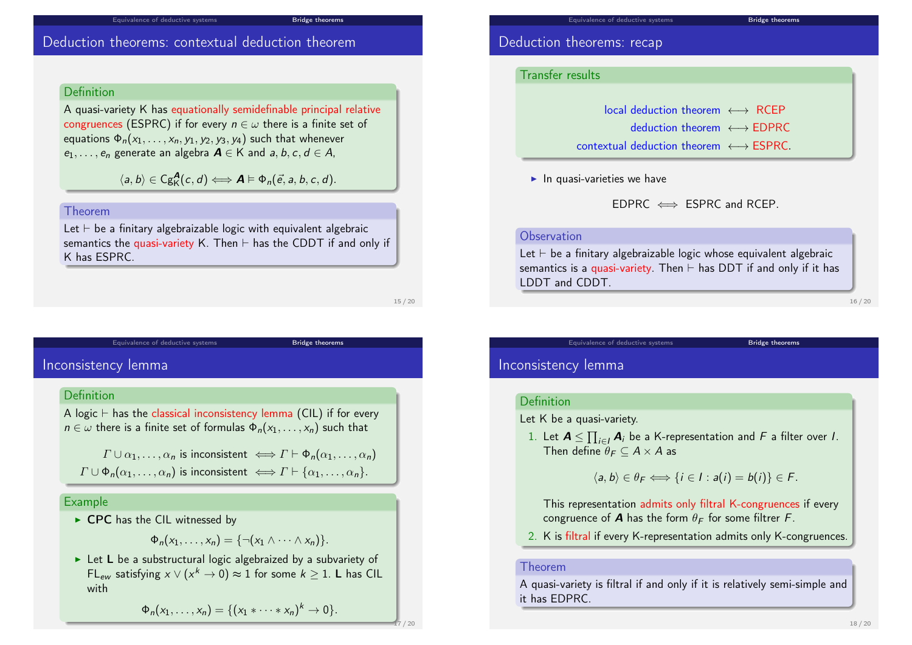## Deduction theorems: contextual deduction theorem

**Definition**

A quasi-variety K has equationally semidefinable principal relative congruences (ESPRC) if for every $n \in \omega$ there is a finite set of equations $\Phi_n(x_1, \ldots, x_n, y_1, y_2, y_3, y_4)$ such that whenever $e_1, \ldots, e_n$ generate an algebra $\boldsymbol{A} \in \mathsf{K}$ and $a, b, c, d \in A$,

$$\langle a, b \rangle \in \mathrm{Cg}^{\boldsymbol{A}}_{\mathsf{K}}(c, d) \iff \boldsymbol{A} \vDash \Phi_n(\vec{e}, a, b, c, d).$$

**Theorem**

Let $\vdash$ be a finitary algebraizable logic with equivalent algebraic semantics the quasi-variety K. Then $\vdash$ has the CDDT if and only if K has ESPRC.

## Deduction theorems: recap

**Transfer results**

$$\text{local deduction theorem} \longleftrightarrow \text{RCEP}$$
$$\text{deduction theorem} \longleftrightarrow \text{EDPRC}$$
$$\text{contextual deduction theorem} \longleftrightarrow \text{ESPRC}.$$

- In quasi-varieties we have

$$\text{EDPRC} \iff \text{ESPRC and RCEP}.$$

**Observation**

Let $\vdash$ be a finitary algebraizable logic whose equivalent algebraic semantics is a quasi-variety. Then $\vdash$ has DDT if and only if it has LDDT and CDDT.

## Inconsistency lemma

**Definition**

A logic $\vdash$ has the classical inconsistency lemma (CIL) if for every $n \in \omega$ there is a finite set of formulas $\Phi_n(x_1, \ldots, x_n)$ such that

$$\Gamma \cup \alpha_1, \ldots, \alpha_n \text{ is inconsistent } \iff \Gamma \vdash \Phi_n(\alpha_1, \ldots, \alpha_n)$$
$$\Gamma \cup \Phi_n(\alpha_1, \ldots, \alpha_n) \text{ is inconsistent } \iff \Gamma \vdash \{\alpha_1, \ldots, \alpha_n\}.$$

**Example**

- **CPC** has the CIL witnessed by

$$\Phi_n(x_1, \ldots, x_n) = \{\neg(x_1 \wedge \cdots \wedge x_n)\}.$$

- Let **L** be a substructural logic algebraized by a subvariety of $\mathsf{FL}_{ew}$ satisfying $x \vee (x^k \to 0) \approx 1$ for some $k \geq 1$. **L** has CIL with

$$\Phi_n(x_1, \ldots, x_n) = \{(x_1 * \cdots * x_n)^k \to 0\}.$$

## Inconsistency lemma

**Definition**

Let K be a quasi-variety.

1. Let $\boldsymbol{A} \leq \prod_{i \in I} \boldsymbol{A}_i$ be a K-representation and $F$ a filter over $I$. Then define $\theta_F \subseteq A \times A$ as

$$\langle a, b \rangle \in \theta_F \iff \{i \in I : a(i) = b(i)\} \in F.$$

   This representation admits only filtral K-congruences if every congruence of $\boldsymbol{A}$ has the form $\theta_F$ for some filtrer $F$.
2. K is filtral if every K-representation admits only K-congruences.

**Theorem**

A quasi-variety is filtral if and only if it is relatively semi-simple and it has EDPRC.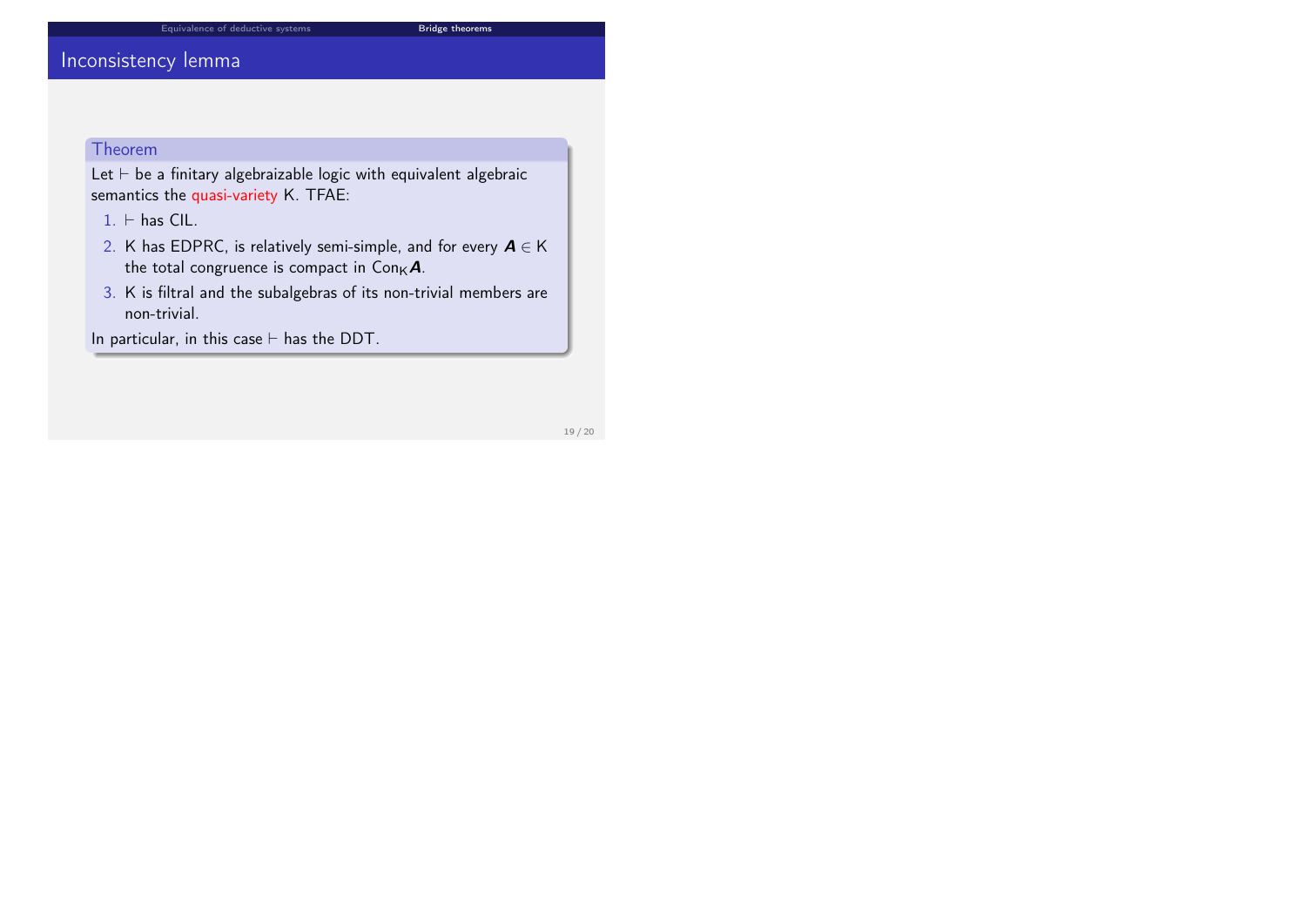## Inconsistency lemma

**Theorem**

Let $\vdash$ be a finitary algebraizable logic with equivalent algebraic semantics the quasi-variety $\mathsf{K}$. TFAE:

1. $\vdash$ has CIL.
2. $\mathsf{K}$ has EDPRC, is relatively semi-simple, and for every $\boldsymbol{A} \in \mathsf{K}$ the total congruence is compact in $\mathrm{Con}_{\mathsf{K}}\boldsymbol{A}$.
3. $\mathsf{K}$ is filtral and the subalgebras of its non-trivial members are non-trivial.

In particular, in this case $\vdash$ has the DDT.